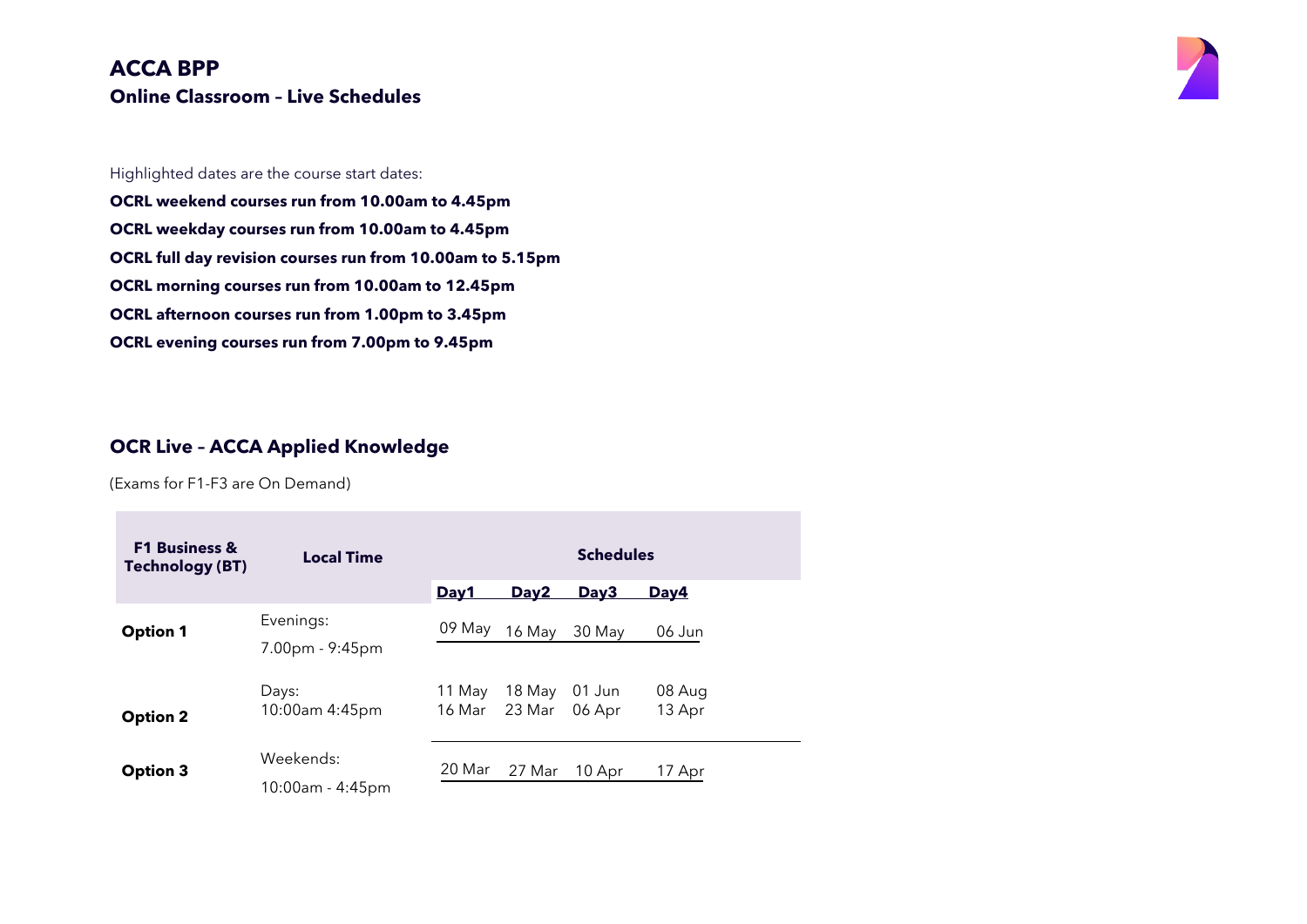# ACCA BPP

## Online Classroom – Live Schedules

Highlighted dates are the course start dates:

**OCRL weekend courses run from 10.00am to 4.45pm**

**OCRL weekday courses run from 10.00am to 4.45pm**

**OCRL full day revision courses run from 10.00am to 5.15pm**

**OCRL morning courses run from 10.00am to 12.45pm**

**OCRL afternoon courses run from 1.00pm to 3.45pm**

**OCRL evening courses run from 7.00pm to 9.45pm**

## OCR Live – ACCA Applied Knowledge

(Exams for F1-F3 are On Demand)

| F1 Business & Technology (BT) | Local Time | Schedules | | | |
|---|---|---|---|---|---|
| | | **Day1** | **Day2** | **Day3** | **Day4** |
| **Option 1** | Evenings: 7.00pm - 9:45pm | 09 May | 16 May | 30 May | 06 Jun |
| **Option 2** | Days: 10:00am 4:45pm | 11 May<br>16 Mar | 18 May<br>23 Mar | 01 Jun<br>06 Apr | 08 Aug<br>13 Apr |
| **Option 3** | Weekends: 10:00am - 4:45pm | 20 Mar | 27 Mar | 10 Apr | 17 Apr |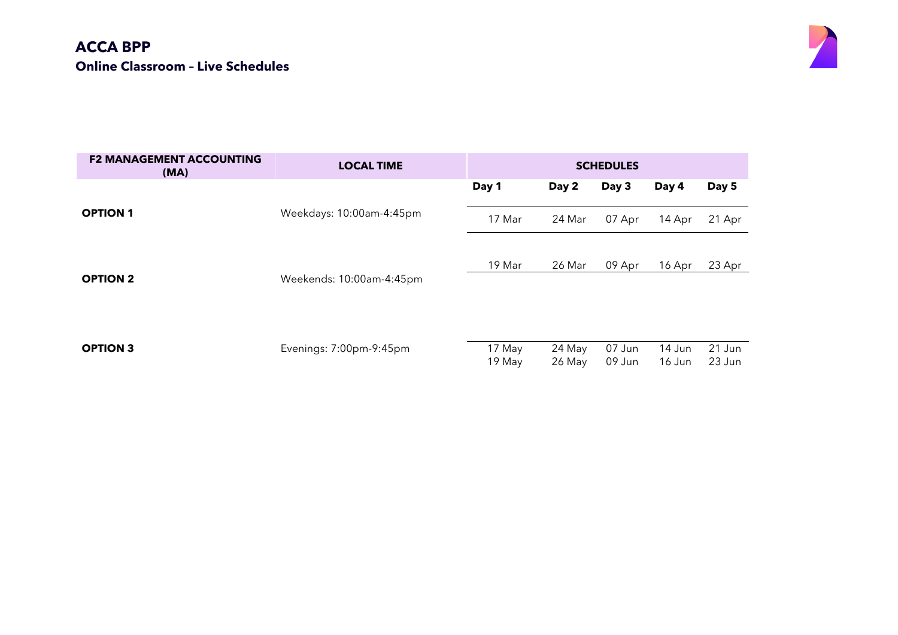# ACCA BPP

## Online Classroom – Live Schedules

| F2 MANAGEMENT ACCOUNTING (MA) | LOCAL TIME | SCHEDULES | | | | |
|---|---|---|---|---|---|---|
| | | Day 1 | Day 2 | Day 3 | Day 4 | Day 5 |
| OPTION 1 | Weekdays: 10:00am-4:45pm | 17 Mar | 24 Mar | 07 Apr | 14 Apr | 21 Apr |
| OPTION 2 | Weekends: 10:00am-4:45pm | 19 Mar | 26 Mar | 09 Apr | 16 Apr | 23 Apr |
| OPTION 3 | Evenings: 7:00pm-9:45pm | 17 May<br>19 May | 24 May<br>26 May | 07 Jun<br>09 Jun | 14 Jun<br>16 Jun | 21 Jun<br>23 Jun |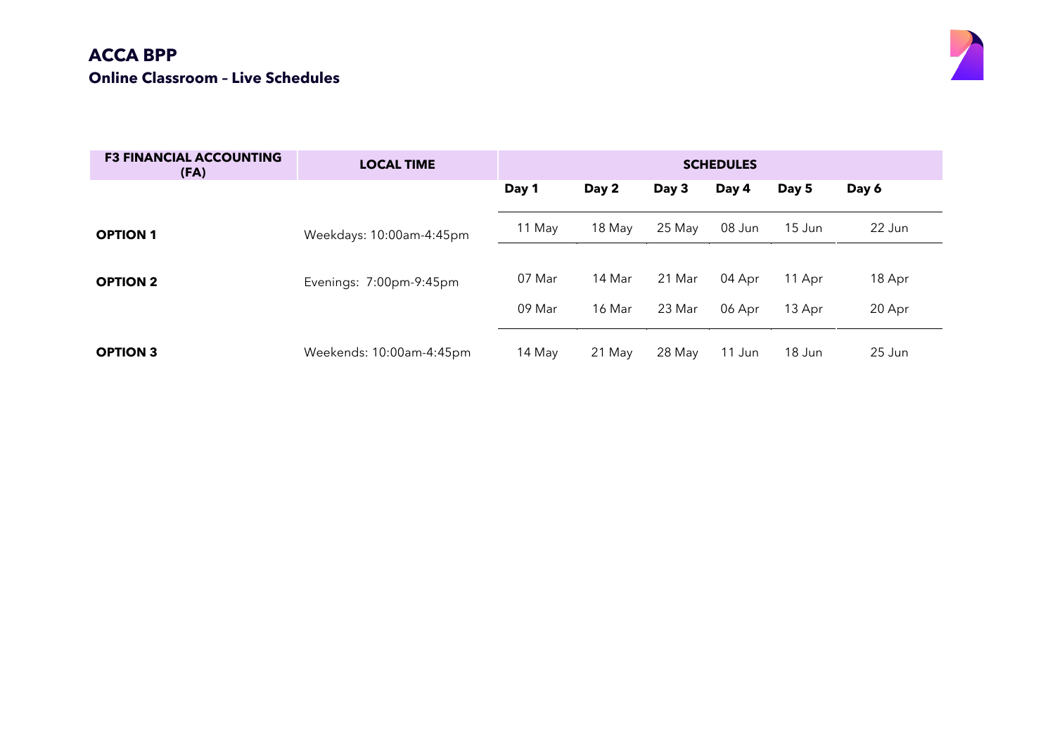# ACCA BPP

## Online Classroom – Live Schedules

| F3 FINANCIAL ACCOUNTING (FA) | LOCAL TIME | SCHEDULES | | | | | |
|---|---|---|---|---|---|---|---|
| | | Day 1 | Day 2 | Day 3 | Day 4 | Day 5 | Day 6 |
| **OPTION 1** | Weekdays: 10:00am-4:45pm | 11 May | 18 May | 25 May | 08 Jun | 15 Jun | 22 Jun |
| **OPTION 2** | Evenings: 7:00pm-9:45pm | 07 Mar | 14 Mar | 21 Mar | 04 Apr | 11 Apr | 18 Apr |
| | | 09 Mar | 16 Mar | 23 Mar | 06 Apr | 13 Apr | 20 Apr |
| **OPTION 3** | Weekends: 10:00am-4:45pm | 14 May | 21 May | 28 May | 11 Jun | 18 Jun | 25 Jun |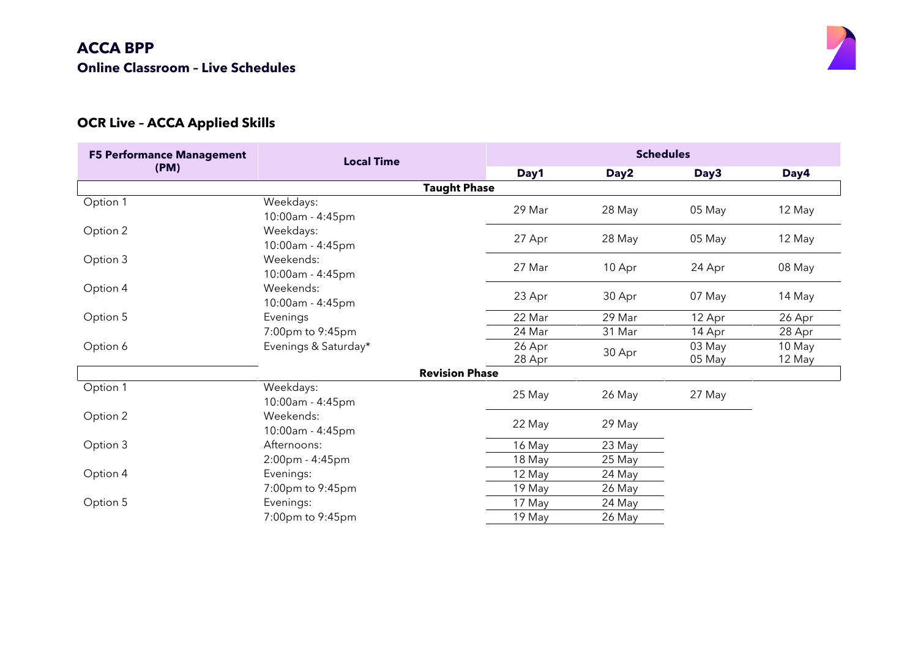# ACCA BPP

## Online Classroom – Live Schedules

### OCR Live – ACCA Applied Skills

| F5 Performance Management (PM) | Local Time | Schedules | | | |
|---|---|---|---|---|---|
| | | Day1 | Day2 | Day3 | Day4 |
| **Taught Phase** | | | | | |
| Option 1 | Weekdays: 10:00am - 4:45pm | 29 Mar | 28 May | 05 May | 12 May |
| Option 2 | Weekdays: 10:00am - 4:45pm | 27 Apr | 28 May | 05 May | 12 May |
| Option 3 | Weekends: 10:00am - 4:45pm | 27 Mar | 10 Apr | 24 Apr | 08 May |
| Option 4 | Weekends: 10:00am - 4:45pm | 23 Apr | 30 Apr | 07 May | 14 May |
| Option 5 | Evenings 7:00pm to 9:45pm | 22 Mar | 29 Mar | 12 Apr | 26 Apr |
| | | 24 Mar | 31 Mar | 14 Apr | 28 Apr |
| Option 6 | Evenings & Saturday* | 26 Apr<br>28 Apr | 30 Apr | 03 May<br>05 May | 10 May<br>12 May |
| **Revision Phase** | | | | | |
| Option 1 | Weekdays: 10:00am - 4:45pm | 25 May | 26 May | 27 May | |
| Option 2 | Weekends: 10:00am - 4:45pm | 22 May | 29 May | | |
| Option 3 | Afternoons: 2:00pm - 4:45pm | 16 May | 23 May | | |
| | | 18 May | 25 May | | |
| Option 4 | Evenings: 7:00pm to 9:45pm | 12 May | 24 May | | |
| | | 19 May | 26 May | | |
| Option 5 | Evenings: 7:00pm to 9:45pm | 17 May | 24 May | | |
| | | 19 May | 26 May | | |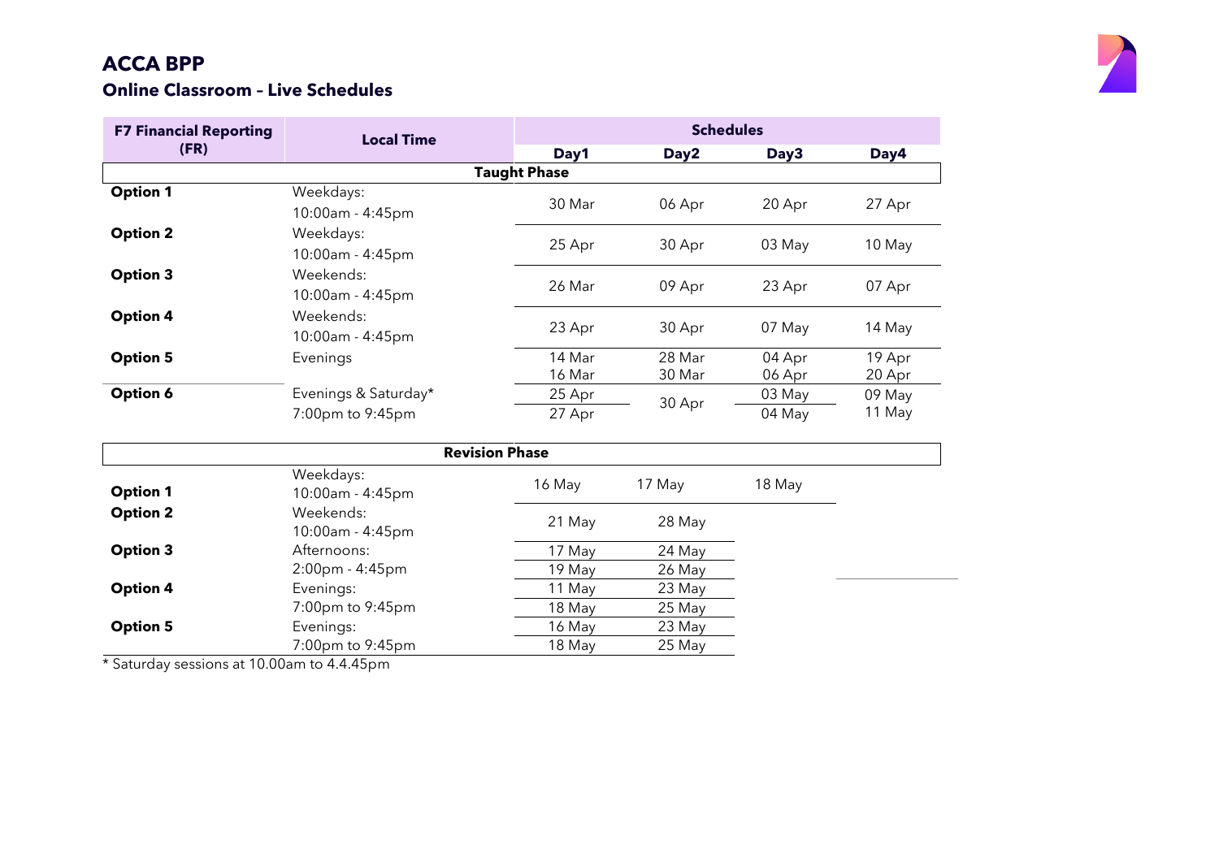# ACCA BPP

## Online Classroom – Live Schedules

| F7 Financial Reporting (FR) | Local Time | Day1 | Day2 | Day3 | Day4 |
|---|---|---|---|---|---|
| **Taught Phase** | | | | | |
| **Option 1** | Weekdays: 10:00am - 4:45pm | 30 Mar | 06 Apr | 20 Apr | 27 Apr |
| **Option 2** | Weekdays: 10:00am - 4:45pm | 25 Apr | 30 Apr | 03 May | 10 May |
| **Option 3** | Weekends: 10:00am - 4:45pm | 26 Mar | 09 Apr | 23 Apr | 07 Apr |
| **Option 4** | Weekends: 10:00am - 4:45pm | 23 Apr | 30 Apr | 07 May | 14 May |
| **Option 5** | Evenings | 14 Mar<br>16 Mar | 28 Mar<br>30 Mar | 04 Apr<br>06 Apr | 19 Apr<br>20 Apr |
| **Option 6** | Evenings & Saturday* 7:00pm to 9:45pm | 25 Apr<br>27 Apr | 30 Apr | 03 May<br>04 May | 09 May<br>11 May |

| | Local Time | Day1 | Day2 | Day3 |
|---|---|---|---|---|
| **Revision Phase** | | | | |
| **Option 1** | Weekdays: 10:00am - 4:45pm | 16 May | 17 May | 18 May |
| **Option 2** | Weekends: 10:00am - 4:45pm | 21 May | 28 May | |
| **Option 3** | Afternoons: 2:00pm - 4:45pm | 17 May<br>19 May | 24 May<br>26 May | |
| **Option 4** | Evenings: 7:00pm to 9:45pm | 11 May<br>18 May | 23 May<br>25 May | |
| **Option 5** | Evenings: 7:00pm to 9:45pm | 16 May<br>18 May | 23 May<br>25 May | |

* Saturday sessions at 10.00am to 4.4.45pm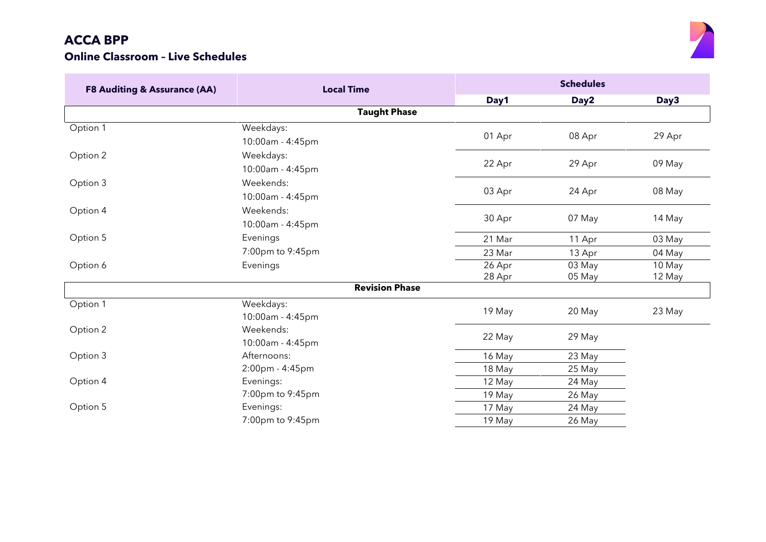# ACCA BPP

## Online Classroom – Live Schedules

| F8 Auditing & Assurance (AA) | Local Time | Schedules | | |
|---|---|---|---|---|
| | | Day1 | Day2 | Day3 |
| **Taught Phase** | | | | |
| Option 1 | Weekdays: 10:00am - 4:45pm | 01 Apr | 08 Apr | 29 Apr |
| Option 2 | Weekdays: 10:00am - 4:45pm | 22 Apr | 29 Apr | 09 May |
| Option 3 | Weekends: 10:00am - 4:45pm | 03 Apr | 24 Apr | 08 May |
| Option 4 | Weekends: 10:00am - 4:45pm | 30 Apr | 07 May | 14 May |
| Option 5 | Evenings 7:00pm to 9:45pm | 21 Mar<br>23 Mar | 11 Apr<br>13 Apr | 03 May<br>04 May |
| Option 6 | Evenings | 26 Apr<br>28 Apr | 03 May<br>05 May | 10 May<br>12 May |
| **Revision Phase** | | | | |
| Option 1 | Weekdays: 10:00am - 4:45pm | 19 May | 20 May | 23 May |
| Option 2 | Weekends: 10:00am - 4:45pm | 22 May | 29 May | |
| Option 3 | Afternoons: 2:00pm - 4:45pm | 16 May<br>18 May | 23 May<br>25 May | |
| Option 4 | Evenings: 7:00pm to 9:45pm | 12 May<br>19 May | 24 May<br>26 May | |
| Option 5 | Evenings: 7:00pm to 9:45pm | 17 May<br>19 May | 24 May<br>26 May | |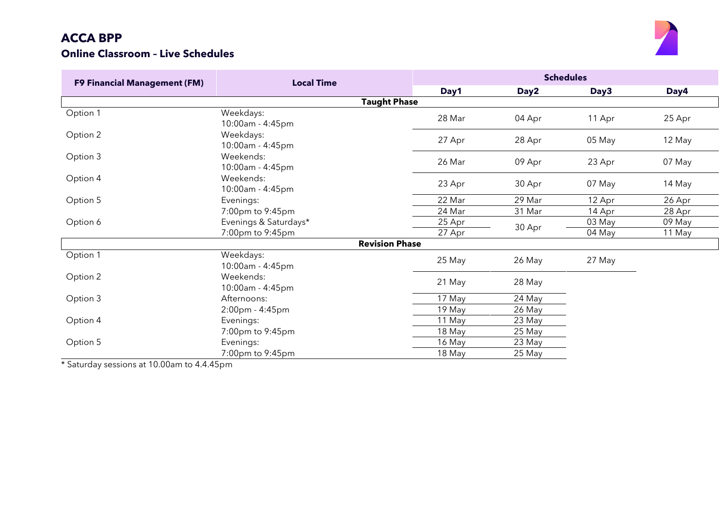# ACCA BPP

## Online Classroom – Live Schedules

| F9 Financial Management (FM) | Local Time | Schedules | | | |
|---|---|---|---|---|---|
| | | Day1 | Day2 | Day3 | Day4 |
| **Taught Phase** | | | | | |
| Option 1 | Weekdays: 10:00am - 4:45pm | 28 Mar | 04 Apr | 11 Apr | 25 Apr |
| Option 2 | Weekdays: 10:00am - 4:45pm | 27 Apr | 28 Apr | 05 May | 12 May |
| Option 3 | Weekends: 10:00am - 4:45pm | 26 Mar | 09 Apr | 23 Apr | 07 May |
| Option 4 | Weekends: 10:00am - 4:45pm | 23 Apr | 30 Apr | 07 May | 14 May |
| Option 5 | Evenings: 7:00pm to 9:45pm | 22 Mar<br>24 Mar | 29 Mar<br>31 Mar | 12 Apr<br>14 Apr | 26 Apr<br>28 Apr |
| Option 6 | Evenings & Saturdays* 7:00pm to 9:45pm | 25 Apr<br>27 Apr | 30 Apr | 03 May<br>04 May | 09 May<br>11 May |
| **Revision Phase** | | | | | |
| Option 1 | Weekdays: 10:00am - 4:45pm | 25 May | 26 May | 27 May | |
| Option 2 | Weekends: 10:00am - 4:45pm | 21 May | 28 May | | |
| Option 3 | Afternoons: 2:00pm - 4:45pm | 17 May<br>19 May | 24 May<br>26 May | | |
| Option 4 | Evenings: 7:00pm to 9:45pm | 11 May<br>18 May | 23 May<br>25 May | | |
| Option 5 | Evenings: 7:00pm to 9:45pm | 16 May<br>18 May | 23 May<br>25 May | | |

* Saturday sessions at 10.00am to 4.4.45pm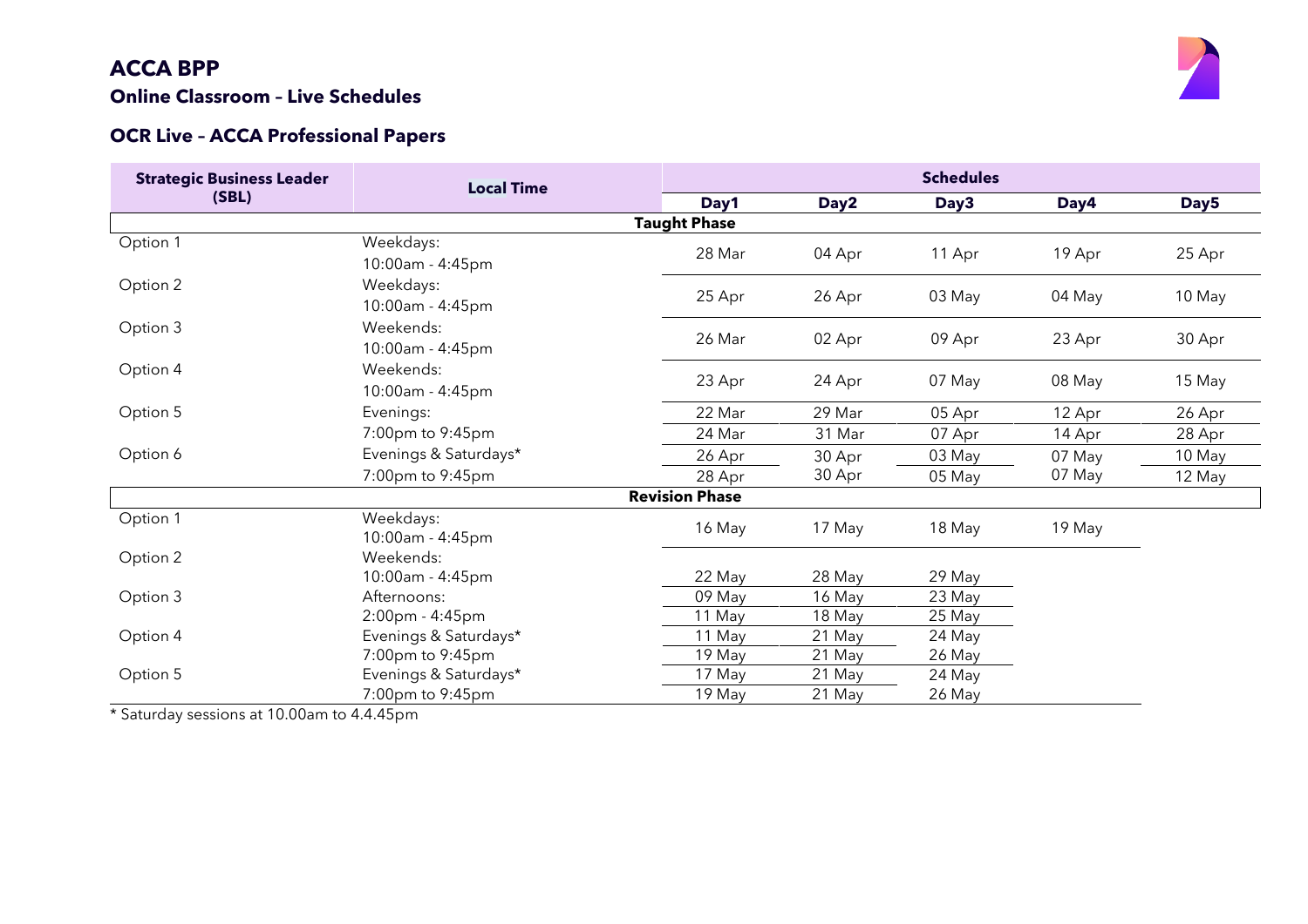# ACCA BPP

## Online Classroom – Live Schedules

### OCR Live – ACCA Professional Papers

| Strategic Business Leader (SBL) | Local Time | Schedules | | | | |
|---|---|---|---|---|---|---|
| | | Day1 | Day2 | Day3 | Day4 | Day5 |
| **Taught Phase** | | | | | | |
| Option 1 | Weekdays: 10:00am - 4:45pm | 28 Mar | 04 Apr | 11 Apr | 19 Apr | 25 Apr |
| Option 2 | Weekdays: 10:00am - 4:45pm | 25 Apr | 26 Apr | 03 May | 04 May | 10 May |
| Option 3 | Weekends: 10:00am - 4:45pm | 26 Mar | 02 Apr | 09 Apr | 23 Apr | 30 Apr |
| Option 4 | Weekends: 10:00am - 4:45pm | 23 Apr | 24 Apr | 07 May | 08 May | 15 May |
| Option 5 | Evenings: 7:00pm to 9:45pm | 22 Mar | 29 Mar | 05 Apr | 12 Apr | 26 Apr |
| | | 24 Mar | 31 Mar | 07 Apr | 14 Apr | 28 Apr |
| Option 6 | Evenings & Saturdays* 7:00pm to 9:45pm | 26 Apr | 30 Apr | 03 May | 07 May | 10 May |
| | | 28 Apr | 30 Apr | 05 May | 07 May | 12 May |
| **Revision Phase** | | | | | | |
| Option 1 | Weekdays: 10:00am - 4:45pm | 16 May | 17 May | 18 May | 19 May | |
| Option 2 | Weekends: 10:00am - 4:45pm | 22 May | 28 May | 29 May | | |
| Option 3 | Afternoons: 2:00pm - 4:45pm | 09 May | 16 May | 23 May | | |
| | | 11 May | 18 May | 25 May | | |
| Option 4 | Evenings & Saturdays* 7:00pm to 9:45pm | 11 May | 21 May | 24 May | | |
| | | 19 May | 21 May | 26 May | | |
| Option 5 | Evenings & Saturdays* 7:00pm to 9:45pm | 17 May | 21 May | 24 May | | |
| | | 19 May | 21 May | 26 May | | |

* Saturday sessions at 10.00am to 4.4.45pm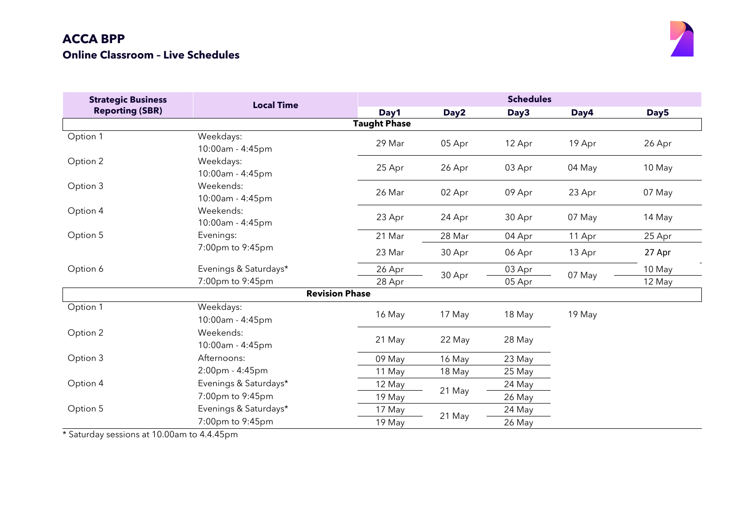# ACCA BPP
## Online Classroom – Live Schedules

| Strategic Business Reporting (SBR) | Local Time | Day1 | Day2 | Day3 | Day4 | Day5 |
|---|---|---|---|---|---|---|
| **Taught Phase** | | | | | | |
| Option 1 | Weekdays: 10:00am - 4:45pm | 29 Mar | 05 Apr | 12 Apr | 19 Apr | 26 Apr |
| Option 2 | Weekdays: 10:00am - 4:45pm | 25 Apr | 26 Apr | 03 Apr | 04 May | 10 May |
| Option 3 | Weekends: 10:00am - 4:45pm | 26 Mar | 02 Apr | 09 Apr | 23 Apr | 07 May |
| Option 4 | Weekends: 10:00am - 4:45pm | 23 Apr | 24 Apr | 30 Apr | 07 May | 14 May |
| Option 5 | Evenings: 7:00pm to 9:45pm | 21 Mar | 28 Mar | 04 Apr | 11 Apr | 25 Apr |
| | | 23 Mar | 30 Apr | 06 Apr | 13 Apr | 27 Apr |
| Option 6 | Evenings & Saturdays* 7:00pm to 9:45pm | 26 Apr | 30 Apr | 03 Apr | 07 May | 10 May |
| | | 28 Apr | | 05 Apr | | 12 May |
| **Revision Phase** | | | | | | |
| Option 1 | Weekdays: 10:00am - 4:45pm | 16 May | 17 May | 18 May | 19 May | |
| Option 2 | Weekends: 10:00am - 4:45pm | 21 May | 22 May | 28 May | | |
| Option 3 | Afternoons: 2:00pm - 4:45pm | 09 May | 16 May | 23 May | | |
| | | 11 May | 18 May | 25 May | | |
| Option 4 | Evenings & Saturdays* 7:00pm to 9:45pm | 12 May | 21 May | 24 May | | |
| | | 19 May | | 26 May | | |
| Option 5 | Evenings & Saturdays* 7:00pm to 9:45pm | 17 May | 21 May | 24 May | | |
| | | 19 May | | 26 May | | |

* Saturday sessions at 10.00am to 4.4.45pm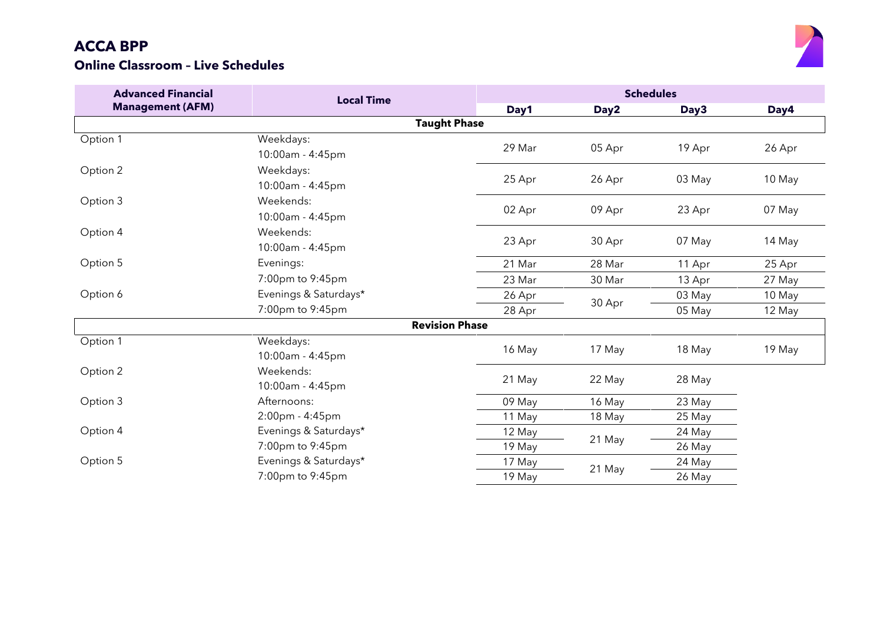# ACCA BPP

## Online Classroom – Live Schedules

| Advanced Financial Management (AFM) | Local Time | Schedules | | | |
|---|---|---|---|---|---|
| | | Day1 | Day2 | Day3 | Day4 |
| **Taught Phase** | | | | | |
| Option 1 | Weekdays: 10:00am - 4:45pm | 29 Mar | 05 Apr | 19 Apr | 26 Apr |
| Option 2 | Weekdays: 10:00am - 4:45pm | 25 Apr | 26 Apr | 03 May | 10 May |
| Option 3 | Weekends: 10:00am - 4:45pm | 02 Apr | 09 Apr | 23 Apr | 07 May |
| Option 4 | Weekends: 10:00am - 4:45pm | 23 Apr | 30 Apr | 07 May | 14 May |
| Option 5 | Evenings: 7:00pm to 9:45pm | 21 Mar | 28 Mar | 11 Apr | 25 Apr |
| | | 23 Mar | 30 Mar | 13 Apr | 27 May |
| Option 6 | Evenings & Saturdays* 7:00pm to 9:45pm | 26 Apr | 30 Apr | 03 May | 10 May |
| | | 28 Apr | | 05 May | 12 May |
| **Revision Phase** | | | | | |
| Option 1 | Weekdays: 10:00am - 4:45pm | 16 May | 17 May | 18 May | 19 May |
| Option 2 | Weekends: 10:00am - 4:45pm | 21 May | 22 May | 28 May | |
| Option 3 | Afternoons: 2:00pm - 4:45pm | 09 May | 16 May | 23 May | |
| | | 11 May | 18 May | 25 May | |
| Option 4 | Evenings & Saturdays* 7:00pm to 9:45pm | 12 May | 21 May | 24 May | |
| | | 19 May | | 26 May | |
| Option 5 | Evenings & Saturdays* 7:00pm to 9:45pm | 17 May | 21 May | 24 May | |
| | | 19 May | | 26 May | |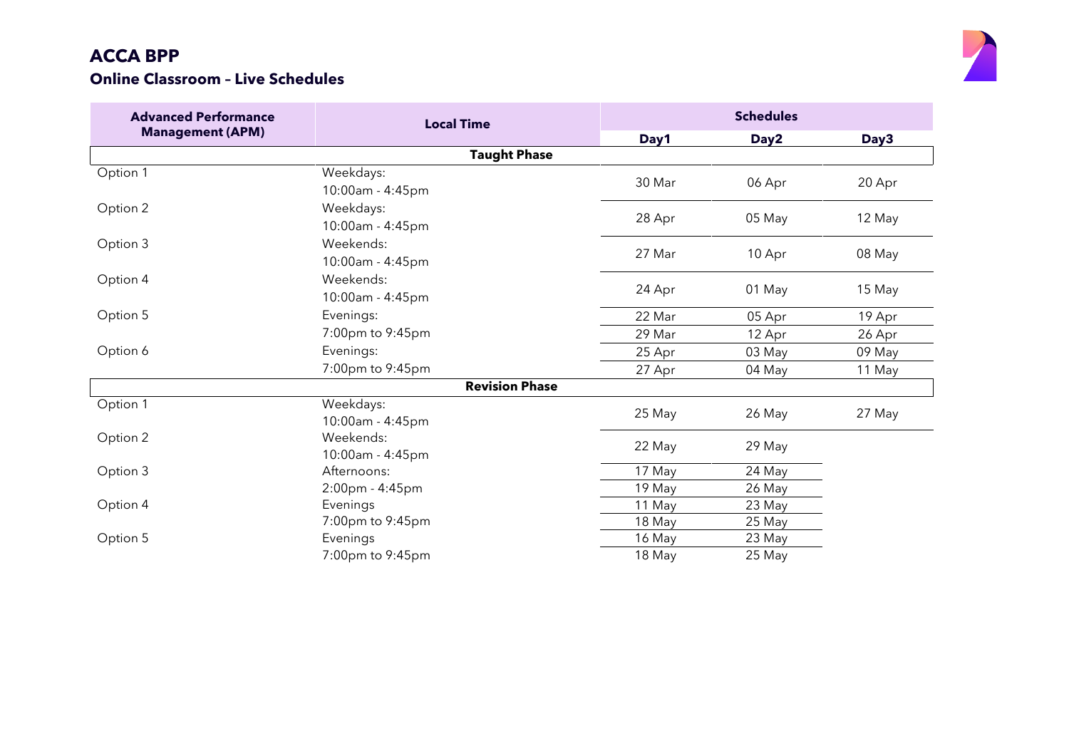# ACCA BPP

## Online Classroom – Live Schedules

| Advanced Performance Management (APM) | Local Time | Schedules | | |
|---|---|---|---|---|
| | | Day1 | Day2 | Day3 |
| **Taught Phase** | | | | |
| Option 1 | Weekdays: 10:00am - 4:45pm | 30 Mar | 06 Apr | 20 Apr |
| Option 2 | Weekdays: 10:00am - 4:45pm | 28 Apr | 05 May | 12 May |
| Option 3 | Weekends: 10:00am - 4:45pm | 27 Mar | 10 Apr | 08 May |
| Option 4 | Weekends: 10:00am - 4:45pm | 24 Apr | 01 May | 15 May |
| Option 5 | Evenings: 7:00pm to 9:45pm | 22 Mar | 05 Apr | 19 Apr |
| | | 29 Mar | 12 Apr | 26 Apr |
| Option 6 | Evenings: 7:00pm to 9:45pm | 25 Apr | 03 May | 09 May |
| | | 27 Apr | 04 May | 11 May |
| **Revision Phase** | | | | |
| Option 1 | Weekdays: 10:00am - 4:45pm | 25 May | 26 May | 27 May |
| Option 2 | Weekends: 10:00am - 4:45pm | 22 May | 29 May | |
| Option 3 | Afternoons: 2:00pm - 4:45pm | 17 May | 24 May | |
| | | 19 May | 26 May | |
| Option 4 | Evenings 7:00pm to 9:45pm | 11 May | 23 May | |
| | | 18 May | 25 May | |
| Option 5 | Evenings 7:00pm to 9:45pm | 16 May | 23 May | |
| | | 18 May | 25 May | |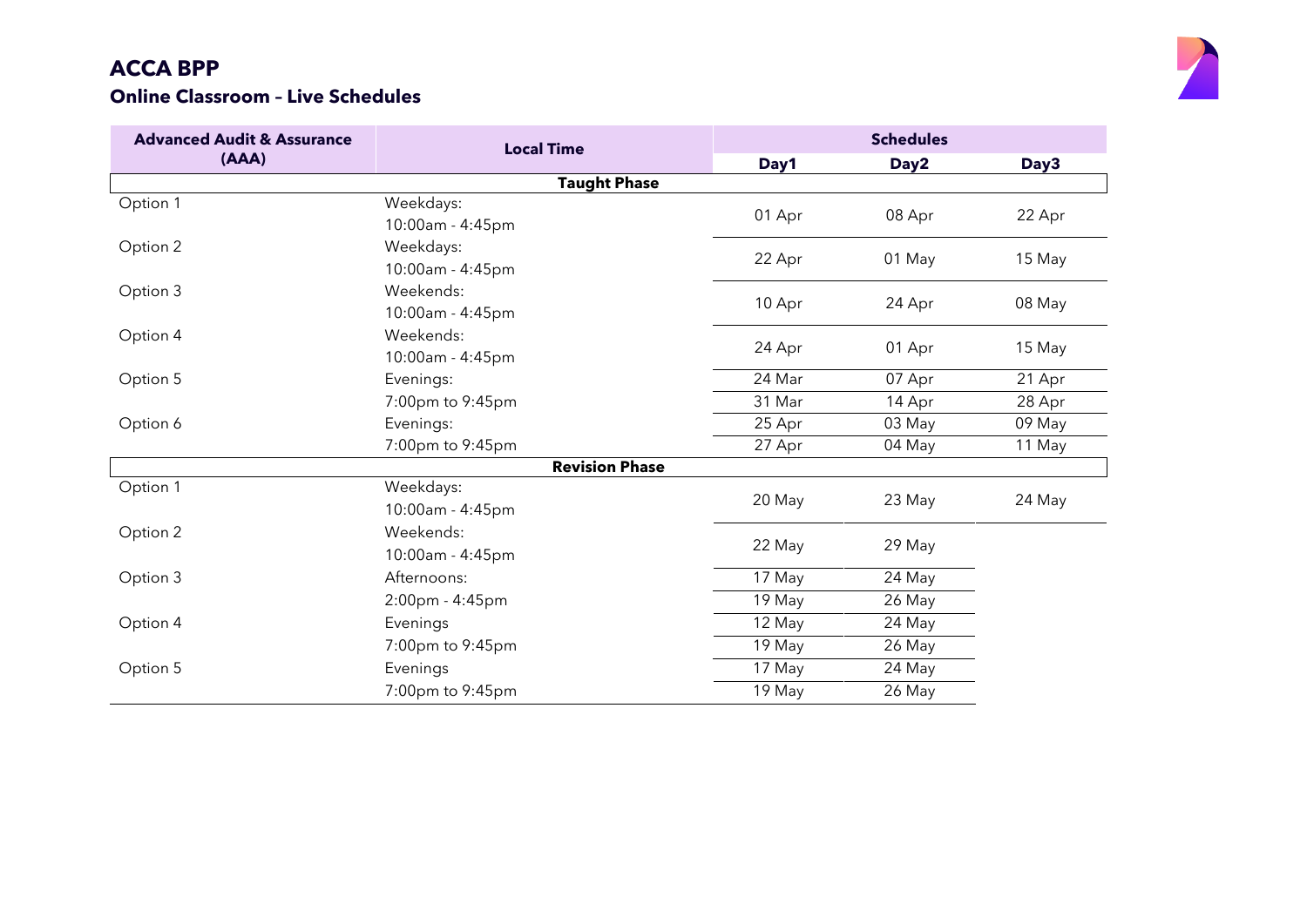# ACCA BPP

## Online Classroom – Live Schedules

| Advanced Audit & Assurance (AAA) | Local Time | Schedules | | |
|---|---|---|---|---|
| | | Day1 | Day2 | Day3 |
| **Taught Phase** | | | | |
| Option 1 | Weekdays: 10:00am - 4:45pm | 01 Apr | 08 Apr | 22 Apr |
| Option 2 | Weekdays: 10:00am - 4:45pm | 22 Apr | 01 May | 15 May |
| Option 3 | Weekends: 10:00am - 4:45pm | 10 Apr | 24 Apr | 08 May |
| Option 4 | Weekends: 10:00am - 4:45pm | 24 Apr | 01 Apr | 15 May |
| Option 5 | Evenings: 7:00pm to 9:45pm | 24 Mar | 07 Apr | 21 Apr |
| | | 31 Mar | 14 Apr | 28 Apr |
| Option 6 | Evenings: 7:00pm to 9:45pm | 25 Apr | 03 May | 09 May |
| | | 27 Apr | 04 May | 11 May |
| **Revision Phase** | | | | |
| Option 1 | Weekdays: 10:00am - 4:45pm | 20 May | 23 May | 24 May |
| Option 2 | Weekends: 10:00am - 4:45pm | 22 May | 29 May | |
| Option 3 | Afternoons: 2:00pm - 4:45pm | 17 May | 24 May | |
| | | 19 May | 26 May | |
| Option 4 | Evenings 7:00pm to 9:45pm | 12 May | 24 May | |
| | | 19 May | 26 May | |
| Option 5 | Evenings 7:00pm to 9:45pm | 17 May | 24 May | |
| | | 19 May | 26 May | |